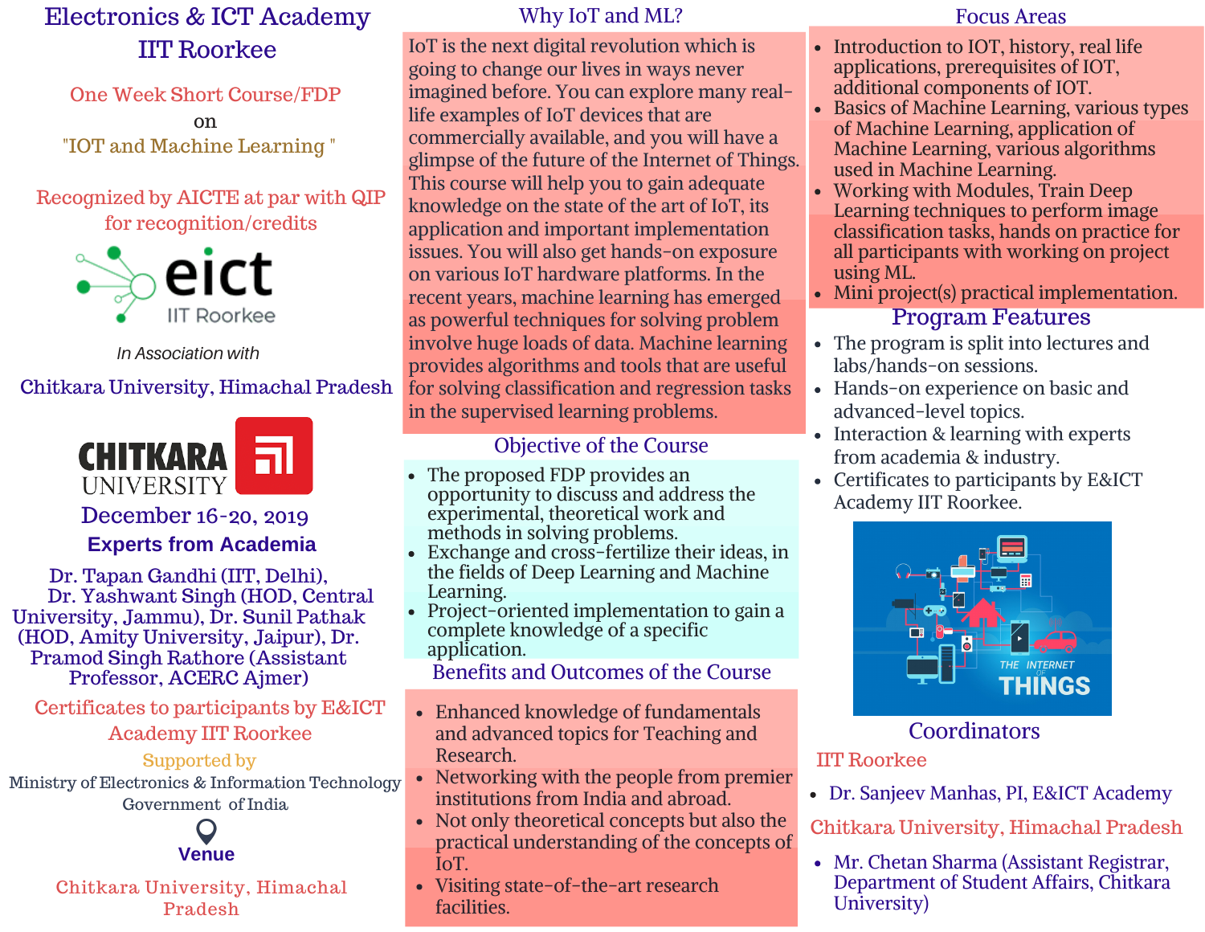# Electronics & ICT Academy IIT Roorkee

One Week Short Course/FDP

on

"IOT and Machine Learning "

Recognized by AICTE at par with QIP for recognition/credits

eict IIT Roorkee

*In Association with*

Chitkara University, Himachal Pradesh

CHITKARA UNIVERSITY

December 16-20, 2019

**Experts from Academia**

Dr. Tapan Gandhi (IIT, Delhi), Dr. Yashwant Singh (HOD, Central University, Jammu), Dr. Sunil Pathak (HOD, Amity University, Jaipur), Dr. Pramod Singh Rathore (Assistant Professor, ACERC Ajmer)

Certificates to participants by E&ICT Academy IIT Roorkee

Supported by

Ministry of Electronics & Information Technology Government of India

**Venue**

Chitkara University, Himachal Pradesh

## Why IoT and ML?

IoT is the next digital revolution which is going to change our lives in ways never imagined before. You can explore many real-life examples of IoT devices that are commercially available, and you will have a glimpse of the future of the Internet of Things. This course will help you to gain adequate knowledge on the state of the art of IoT, its application and important implementation issues. You will also get hands-on exposure on various IoT hardware platforms. In the recent years, machine learning has emerged as powerful techniques for solving problem involve huge loads of data. Machine learning provides algorithms and tools that are useful for solving classification and regression tasks in the supervised learning problems.

## Objective of the Course

- The proposed FDP provides an opportunity to discuss and address the experimental, theoretical work and methods in solving problems.
- Exchange and cross-fertilize their ideas, in the fields of Deep Learning and Machine Learning.
- Project-oriented implementation to gain a complete knowledge of a specific application.

## Benefits and Outcomes of the Course

- Enhanced knowledge of fundamentals and advanced topics for Teaching and Research.
- Networking with the people from premier institutions from India and abroad.
- Not only theoretical concepts but also the practical understanding of the concepts of IoT.
- Visiting state-of-the-art research facilities.

## Focus Areas

- Introduction to IOT, history, real life applications, prerequisites of IOT, additional components of IOT.
- Basics of Machine Learning, various types of Machine Learning, application of Machine Learning, various algorithms used in Machine Learning.
- Working with Modules, Train Deep Learning techniques to perform image classification tasks, hands on practice for all participants with working on project using ML.
- Mini project(s) practical implementation.

## Program Features

- The program is split into lectures and labs/hands-on sessions.
- Hands-on experience on basic and advanced-level topics.
- Interaction & learning with experts from academia & industry.
- Certificates to participants by E&ICT Academy IIT Roorkee.

## Coordinators

IIT Roorkee

- Dr. Sanjeev Manhas, PI, E&ICT Academy

Chitkara University, Himachal Pradesh

- Mr. Chetan Sharma (Assistant Registrar, Department of Student Affairs, Chitkara University)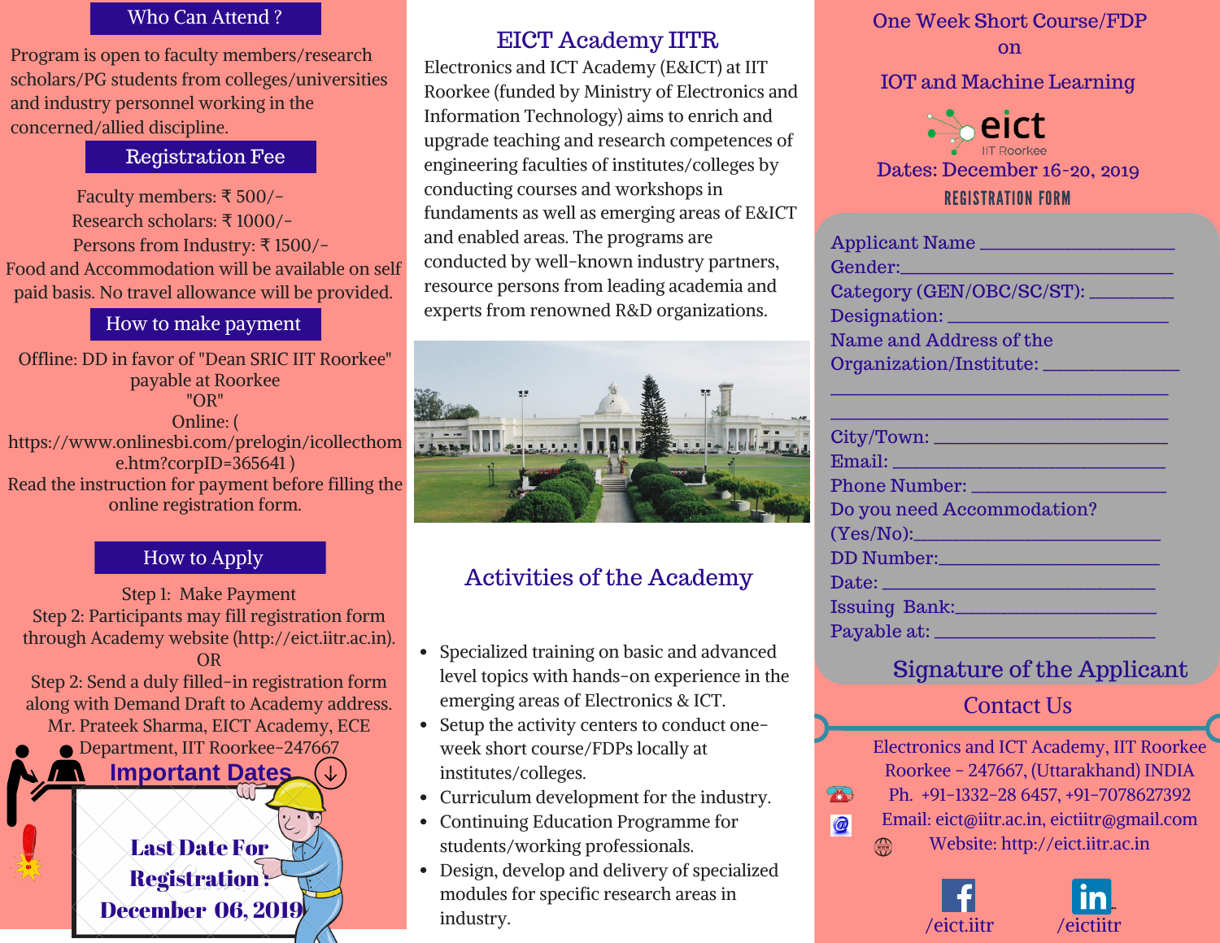## Who Can Attend ?

Program is open to faculty members/research scholars/PG students from colleges/universities and industry personnel working in the concerned/allied discipline.

## Registration Fee

Faculty members: ₹ 500/-
Research scholars: ₹ 1000/-
Persons from Industry: ₹ 1500/-
Food and Accommodation will be available on self paid basis. No travel allowance will be provided.

## How to make payment

Offline: DD in favor of "Dean SRIC IIT Roorkee" payable at Roorkee
"OR"
Online: ( https://www.onlinesbi.com/prelogin/icollecthome.htm?corpID=365641 )
Read the instruction for payment before filling the online registration form.

## How to Apply

Step 1: Make Payment
Step 2: Participants may fill registration form through Academy website (http://eict.iitr.ac.in).
OR
Step 2: Send a duly filled-in registration form along with Demand Draft to Academy address.
Mr. Prateek Sharma, EICT Academy, ECE Department, IIT Roorkee-247667

## Important Dates

**Last Date For Registration : December 06, 2019**

# EICT Academy IITR

Electronics and ICT Academy (E&ICT) at IIT Roorkee (funded by Ministry of Electronics and Information Technology) aims to enrich and upgrade teaching and research competences of engineering faculties of institutes/colleges by conducting courses and workshops in fundaments as well as emerging areas of E&ICT and enabled areas. The programs are conducted by well-known industry partners, resource persons from leading academia and experts from renowned R&D organizations.

## Activities of the Academy

- Specialized training on basic and advanced level topics with hands-on experience in the emerging areas of Electronics & ICT.
- Setup the activity centers to conduct one-week short course/FDPs locally at institutes/colleges.
- Curriculum development for the industry.
- Continuing Education Programme for students/working professionals.
- Design, develop and delivery of specialized modules for specific research areas in industry.

## One Week Short Course/FDP on IOT and Machine Learning

eict IIT Roorkee

Dates: December 16-20, 2019

### REGISTRATION FORM

Applicant Name ____________________
Gender: ____________________
Category (GEN/OBC/SC/ST): __________
Designation: ____________________
Name and Address of the Organization/Institute: ____________________
____________________
____________________
City/Town: ____________________
Email: ____________________
Phone Number: ____________________
Do you need Accommodation? (Yes/No): ____________________
DD Number: ____________________
Date: ____________________
Issuing Bank: ____________________
Payable at: ____________________

Signature of the Applicant

## Contact Us

Electronics and ICT Academy, IIT Roorkee
Roorkee - 247667, (Uttarakhand) INDIA
Ph. +91-1332-28 6457, +91-7078627392
Email: eict@iitr.ac.in, eictiitr@gmail.com
Website: http://eict.iitr.ac.in

/eict.iitr
/eictiitr